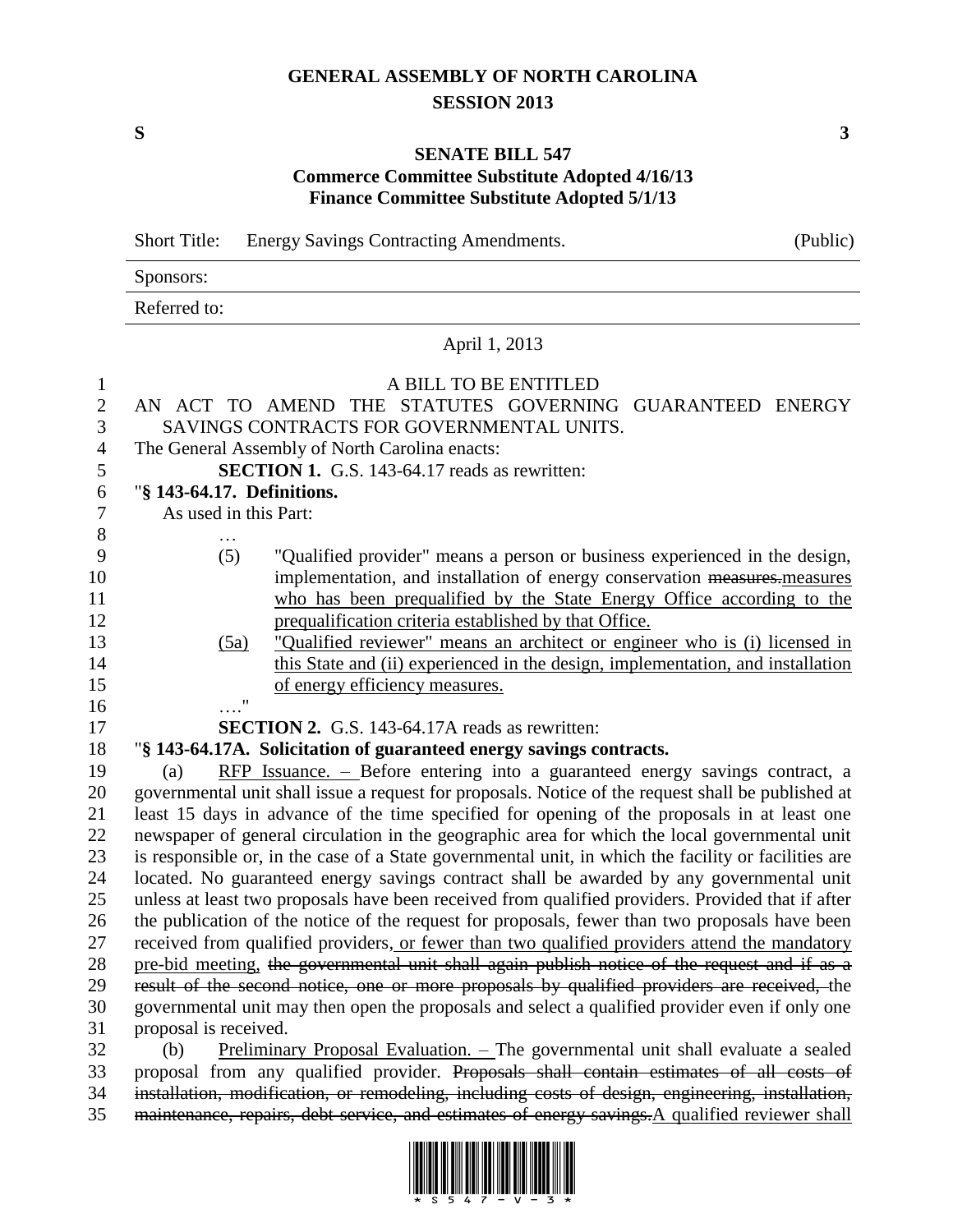# GENERAL ASSEMBLY OF NORTH CAROLINA
## SESSION 2013

**S** **3**

## SENATE BILL 547
### Commerce Committee Substitute Adopted 4/16/13
### Finance Committee Substitute Adopted 5/1/13

Short Title: Energy Savings Contracting Amendments. (Public)

Sponsors:

Referred to:

April 1, 2013

A BILL TO BE ENTITLED

AN ACT TO AMEND THE STATUTES GOVERNING GUARANTEED ENERGY SAVINGS CONTRACTS FOR GOVERNMENTAL UNITS.

The General Assembly of North Carolina enacts:

**SECTION 1.** G.S. 143-64.17 reads as rewritten:

"**§ 143-64.17. Definitions.**

As used in this Part:

…

(5) "Qualified provider" means a person or business experienced in the design, implementation, and installation of energy conservation ~~measures.~~<u>measures who has been prequalified by the State Energy Office according to the prequalification criteria established by that Office.</u>

<u>(5a) "Qualified reviewer" means an architect or engineer who is (i) licensed in this State and (ii) experienced in the design, implementation, and installation of energy efficiency measures.</u>

…."

**SECTION 2.** G.S. 143-64.17A reads as rewritten:

"**§ 143-64.17A. Solicitation of guaranteed energy savings contracts.**

(a) <u>RFP Issuance. –</u> Before entering into a guaranteed energy savings contract, a governmental unit shall issue a request for proposals. Notice of the request shall be published at least 15 days in advance of the time specified for opening of the proposals in at least one newspaper of general circulation in the geographic area for which the local governmental unit is responsible or, in the case of a State governmental unit, in which the facility or facilities are located. No guaranteed energy savings contract shall be awarded by any governmental unit unless at least two proposals have been received from qualified providers. Provided that if after the publication of the notice of the request for proposals, fewer than two proposals have been received from qualified providers<u>, or fewer than two qualified providers attend the mandatory pre-bid meeting,</u> ~~the governmental unit shall again publish notice of the request and if as a result of the second notice, one or more proposals by qualified providers are received,~~ the governmental unit may then open the proposals and select a qualified provider even if only one proposal is received.

(b) <u>Preliminary Proposal Evaluation. –</u> The governmental unit shall evaluate a sealed proposal from any qualified provider. ~~Proposals shall contain estimates of all costs of installation, modification, or remodeling, including costs of design, engineering, installation, maintenance, repairs, debt service, and estimates of energy savings.~~<u>A qualified reviewer shall</u>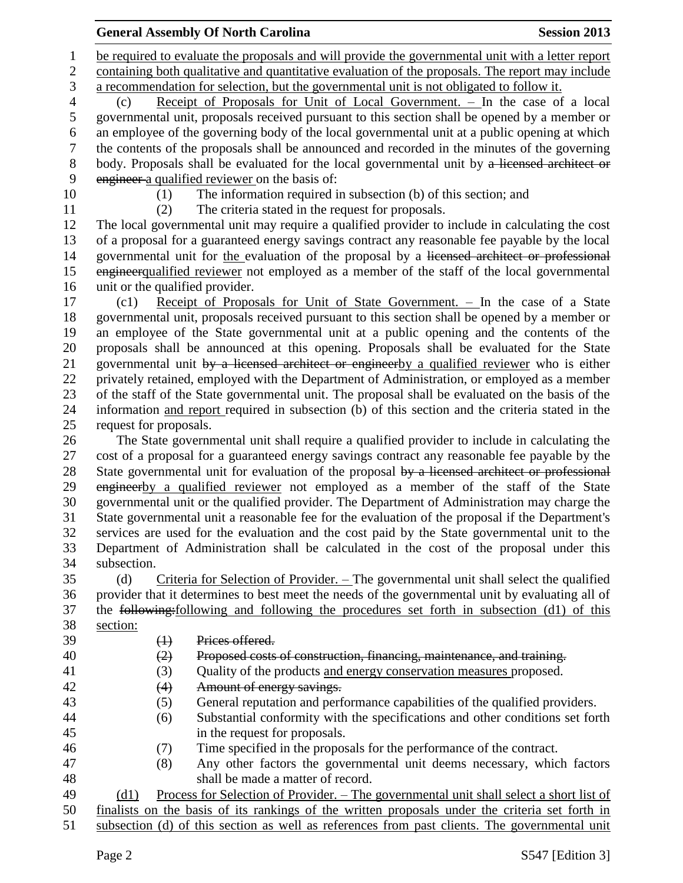be required to evaluate the proposals and will provide the governmental unit with a letter report containing both qualitative and quantitative evaluation of the proposals. The report may include a recommendation for selection, but the governmental unit is not obligated to follow it.

(c) Receipt of Proposals for Unit of Local Government. – In the case of a local governmental unit, proposals received pursuant to this section shall be opened by a member or an employee of the governing body of the local governmental unit at a public opening at which the contents of the proposals shall be announced and recorded in the minutes of the governing body. Proposals shall be evaluated for the local governmental unit by ~~a licensed architect or engineer~~ a qualified reviewer on the basis of:

(1) The information required in subsection (b) of this section; and

(2) The criteria stated in the request for proposals.

The local governmental unit may require a qualified provider to include in calculating the cost of a proposal for a guaranteed energy savings contract any reasonable fee payable by the local governmental unit for the evaluation of the proposal by a ~~licensed architect or professional engineer~~qualified reviewer not employed as a member of the staff of the local governmental unit or the qualified provider.

(c1) Receipt of Proposals for Unit of State Government. – In the case of a State governmental unit, proposals received pursuant to this section shall be opened by a member or an employee of the State governmental unit at a public opening and the contents of the proposals shall be announced at this opening. Proposals shall be evaluated for the State governmental unit ~~by a licensed architect or engineer~~by a qualified reviewer who is either privately retained, employed with the Department of Administration, or employed as a member of the staff of the State governmental unit. The proposal shall be evaluated on the basis of the information and report required in subsection (b) of this section and the criteria stated in the request for proposals.

The State governmental unit shall require a qualified provider to include in calculating the cost of a proposal for a guaranteed energy savings contract any reasonable fee payable by the State governmental unit for evaluation of the proposal ~~by a licensed architect or professional engineer~~by a qualified reviewer not employed as a member of the staff of the State governmental unit or the qualified provider. The Department of Administration may charge the State governmental unit a reasonable fee for the evaluation of the proposal if the Department's services are used for the evaluation and the cost paid by the State governmental unit to the Department of Administration shall be calculated in the cost of the proposal under this subsection.

(d) Criteria for Selection of Provider. – The governmental unit shall select the qualified provider that it determines to best meet the needs of the governmental unit by evaluating all of the ~~following:~~following and following the procedures set forth in subsection (d1) of this section:

~~(1) Prices offered.~~

~~(2) Proposed costs of construction, financing, maintenance, and training.~~

(3) Quality of the products and energy conservation measures proposed.

~~(4) Amount of energy savings.~~

(5) General reputation and performance capabilities of the qualified providers.

(6) Substantial conformity with the specifications and other conditions set forth in the request for proposals.

(7) Time specified in the proposals for the performance of the contract.

(8) Any other factors the governmental unit deems necessary, which factors shall be made a matter of record.

(d1) Process for Selection of Provider. – The governmental unit shall select a short list of finalists on the basis of its rankings of the written proposals under the criteria set forth in subsection (d) of this section as well as references from past clients. The governmental unit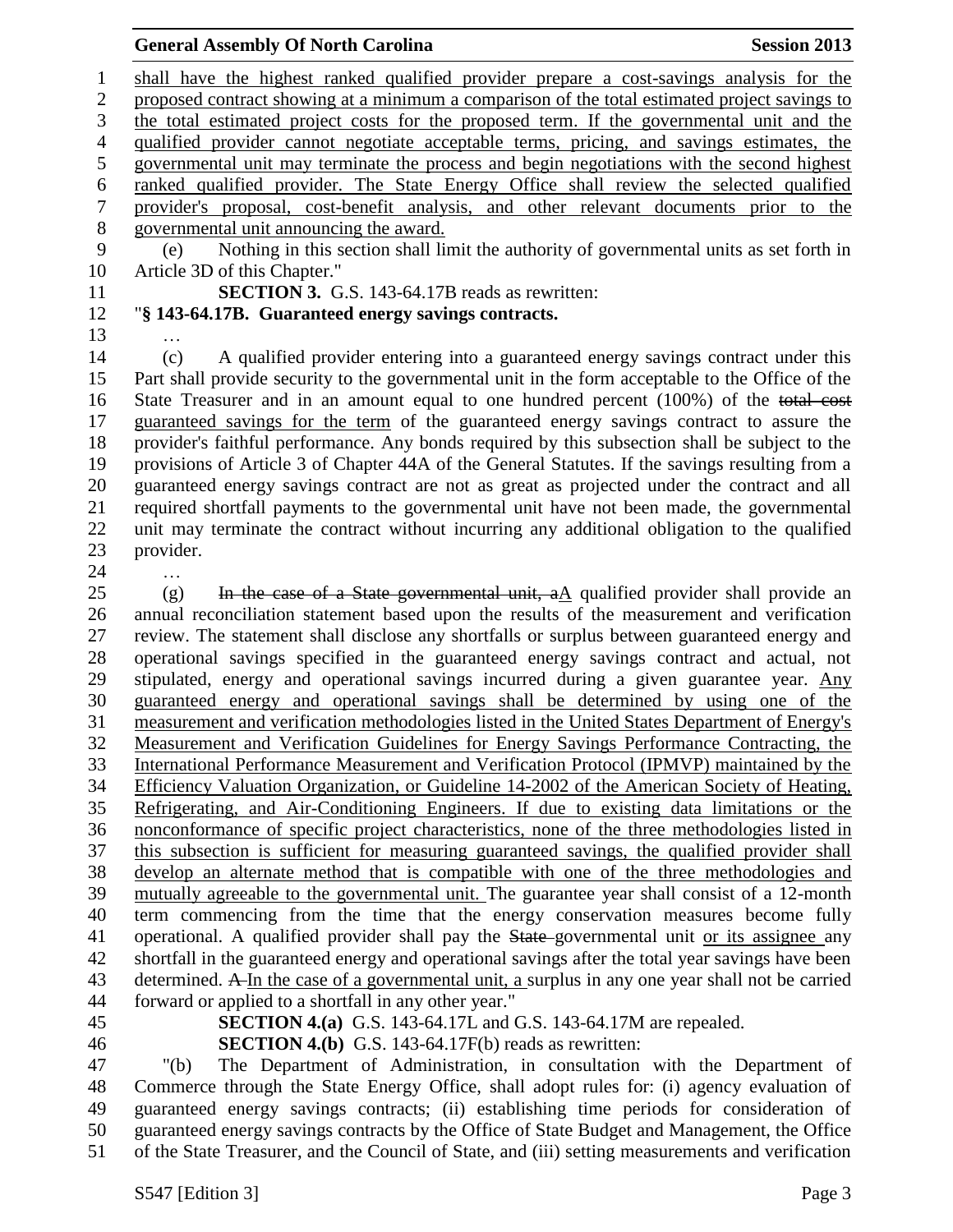shall have the highest ranked qualified provider prepare a cost-savings analysis for the proposed contract showing at a minimum a comparison of the total estimated project savings to the total estimated project costs for the proposed term. If the governmental unit and the qualified provider cannot negotiate acceptable terms, pricing, and savings estimates, the governmental unit may terminate the process and begin negotiations with the second highest ranked qualified provider. The State Energy Office shall review the selected qualified provider's proposal, cost-benefit analysis, and other relevant documents prior to the governmental unit announcing the award.

(e) Nothing in this section shall limit the authority of governmental units as set forth in Article 3D of this Chapter."

**SECTION 3.** G.S. 143-64.17B reads as rewritten:

"**§ 143-64.17B. Guaranteed energy savings contracts.**

…

(c) A qualified provider entering into a guaranteed energy savings contract under this Part shall provide security to the governmental unit in the form acceptable to the Office of the State Treasurer and in an amount equal to one hundred percent (100%) of the ~~total cost~~ guaranteed savings for the term of the guaranteed energy savings contract to assure the provider's faithful performance. Any bonds required by this subsection shall be subject to the provisions of Article 3 of Chapter 44A of the General Statutes. If the savings resulting from a guaranteed energy savings contract are not as great as projected under the contract and all required shortfall payments to the governmental unit have not been made, the governmental unit may terminate the contract without incurring any additional obligation to the qualified provider.

…

(g) ~~In the case of a State governmental unit, a~~A qualified provider shall provide an annual reconciliation statement based upon the results of the measurement and verification review. The statement shall disclose any shortfalls or surplus between guaranteed energy and operational savings specified in the guaranteed energy savings contract and actual, not stipulated, energy and operational savings incurred during a given guarantee year. Any guaranteed energy and operational savings shall be determined by using one of the measurement and verification methodologies listed in the United States Department of Energy's Measurement and Verification Guidelines for Energy Savings Performance Contracting, the International Performance Measurement and Verification Protocol (IPMVP) maintained by the Efficiency Valuation Organization, or Guideline 14-2002 of the American Society of Heating, Refrigerating, and Air-Conditioning Engineers. If due to existing data limitations or the nonconformance of specific project characteristics, none of the three methodologies listed in this subsection is sufficient for measuring guaranteed savings, the qualified provider shall develop an alternate method that is compatible with one of the three methodologies and mutually agreeable to the governmental unit. The guarantee year shall consist of a 12-month term commencing from the time that the energy conservation measures become fully operational. A qualified provider shall pay the ~~State~~ governmental unit or its assignee any shortfall in the guaranteed energy and operational savings after the total year savings have been determined. ~~A~~ In the case of a governmental unit, a surplus in any one year shall not be carried forward or applied to a shortfall in any other year."

**SECTION 4.(a)** G.S. 143-64.17L and G.S. 143-64.17M are repealed.

**SECTION 4.(b)** G.S. 143-64.17F(b) reads as rewritten:

"(b) The Department of Administration, in consultation with the Department of Commerce through the State Energy Office, shall adopt rules for: (i) agency evaluation of guaranteed energy savings contracts; (ii) establishing time periods for consideration of guaranteed energy savings contracts by the Office of State Budget and Management, the Office of the State Treasurer, and the Council of State, and (iii) setting measurements and verification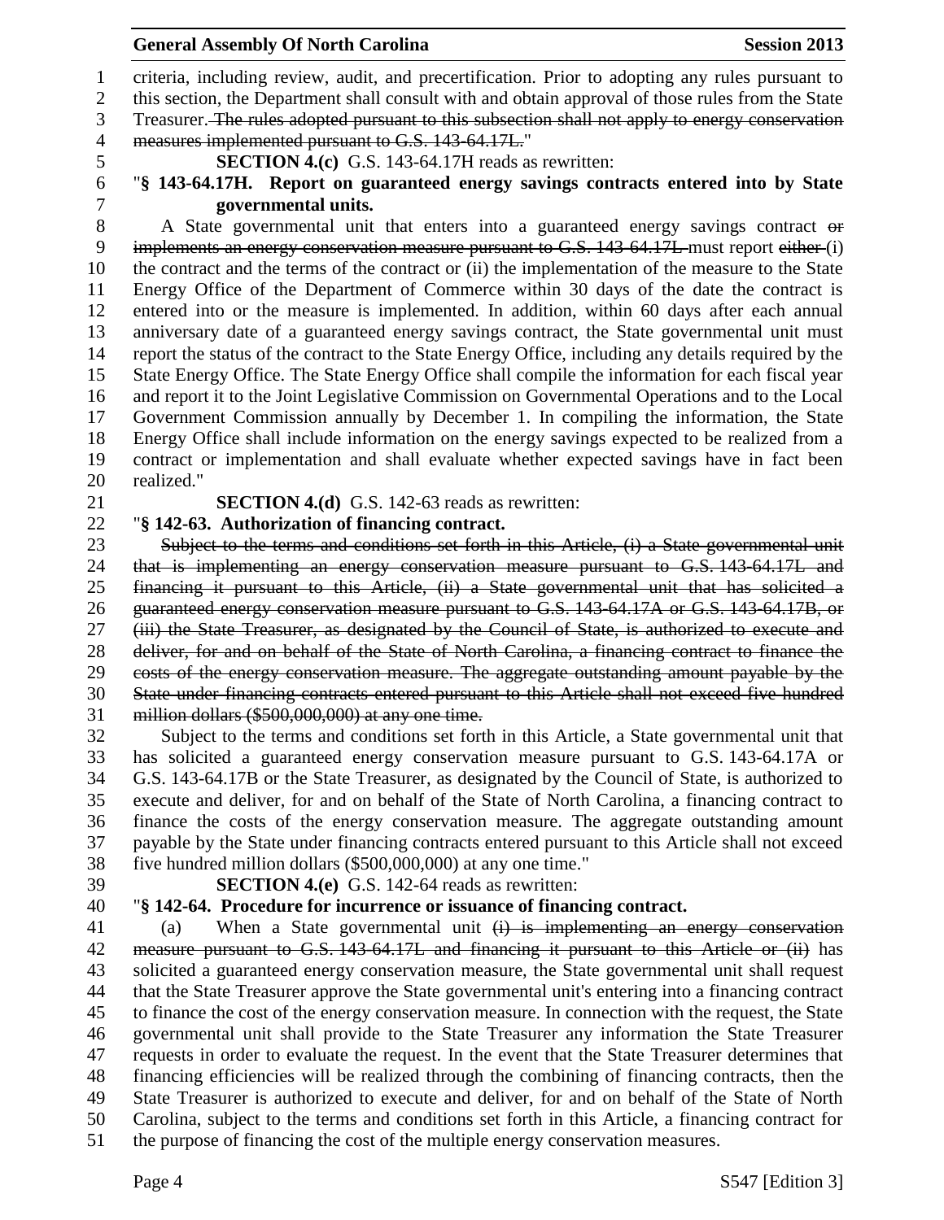criteria, including review, audit, and precertification. Prior to adopting any rules pursuant to this section, the Department shall consult with and obtain approval of those rules from the State Treasurer. ~~The rules adopted pursuant to this subsection shall not apply to energy conservation measures implemented pursuant to G.S. 143-64.17L.~~"

**SECTION 4.(c)** G.S. 143-64.17H reads as rewritten:

"**§ 143-64.17H. Report on guaranteed energy savings contracts entered into by State governmental units.**

A State governmental unit that enters into a guaranteed energy savings contract ~~or implements an energy conservation measure pursuant to G.S. 143-64.17L~~ must report ~~either~~ (i) the contract and the terms of the contract or (ii) the implementation of the measure to the State Energy Office of the Department of Commerce within 30 days of the date the contract is entered into or the measure is implemented. In addition, within 60 days after each annual anniversary date of a guaranteed energy savings contract, the State governmental unit must report the status of the contract to the State Energy Office, including any details required by the State Energy Office. The State Energy Office shall compile the information for each fiscal year and report it to the Joint Legislative Commission on Governmental Operations and to the Local Government Commission annually by December 1. In compiling the information, the State Energy Office shall include information on the energy savings expected to be realized from a contract or implementation and shall evaluate whether expected savings have in fact been realized."

**SECTION 4.(d)** G.S. 142-63 reads as rewritten:

"**§ 142-63. Authorization of financing contract.**

~~Subject to the terms and conditions set forth in this Article, (i) a State governmental unit that is implementing an energy conservation measure pursuant to G.S. 143-64.17L and financing it pursuant to this Article, (ii) a State governmental unit that has solicited a guaranteed energy conservation measure pursuant to G.S. 143-64.17A or G.S. 143-64.17B, or (iii) the State Treasurer, as designated by the Council of State, is authorized to execute and deliver, for and on behalf of the State of North Carolina, a financing contract to finance the costs of the energy conservation measure. The aggregate outstanding amount payable by the State under financing contracts entered pursuant to this Article shall not exceed five hundred million dollars ($500,000,000) at any one time.~~

Subject to the terms and conditions set forth in this Article, a State governmental unit that has solicited a guaranteed energy conservation measure pursuant to G.S. 143-64.17A or G.S. 143-64.17B or the State Treasurer, as designated by the Council of State, is authorized to execute and deliver, for and on behalf of the State of North Carolina, a financing contract to finance the costs of the energy conservation measure. The aggregate outstanding amount payable by the State under financing contracts entered pursuant to this Article shall not exceed five hundred million dollars ($500,000,000) at any one time."

**SECTION 4.(e)** G.S. 142-64 reads as rewritten:

"**§ 142-64. Procedure for incurrence or issuance of financing contract.**

(a) When a State governmental unit ~~(i) is implementing an energy conservation measure pursuant to G.S. 143-64.17L and financing it pursuant to this Article or (ii)~~ has solicited a guaranteed energy conservation measure, the State governmental unit shall request that the State Treasurer approve the State governmental unit's entering into a financing contract to finance the cost of the energy conservation measure. In connection with the request, the State governmental unit shall provide to the State Treasurer any information the State Treasurer requests in order to evaluate the request. In the event that the State Treasurer determines that financing efficiencies will be realized through the combining of financing contracts, then the State Treasurer is authorized to execute and deliver, for and on behalf of the State of North Carolina, subject to the terms and conditions set forth in this Article, a financing contract for the purpose of financing the cost of the multiple energy conservation measures.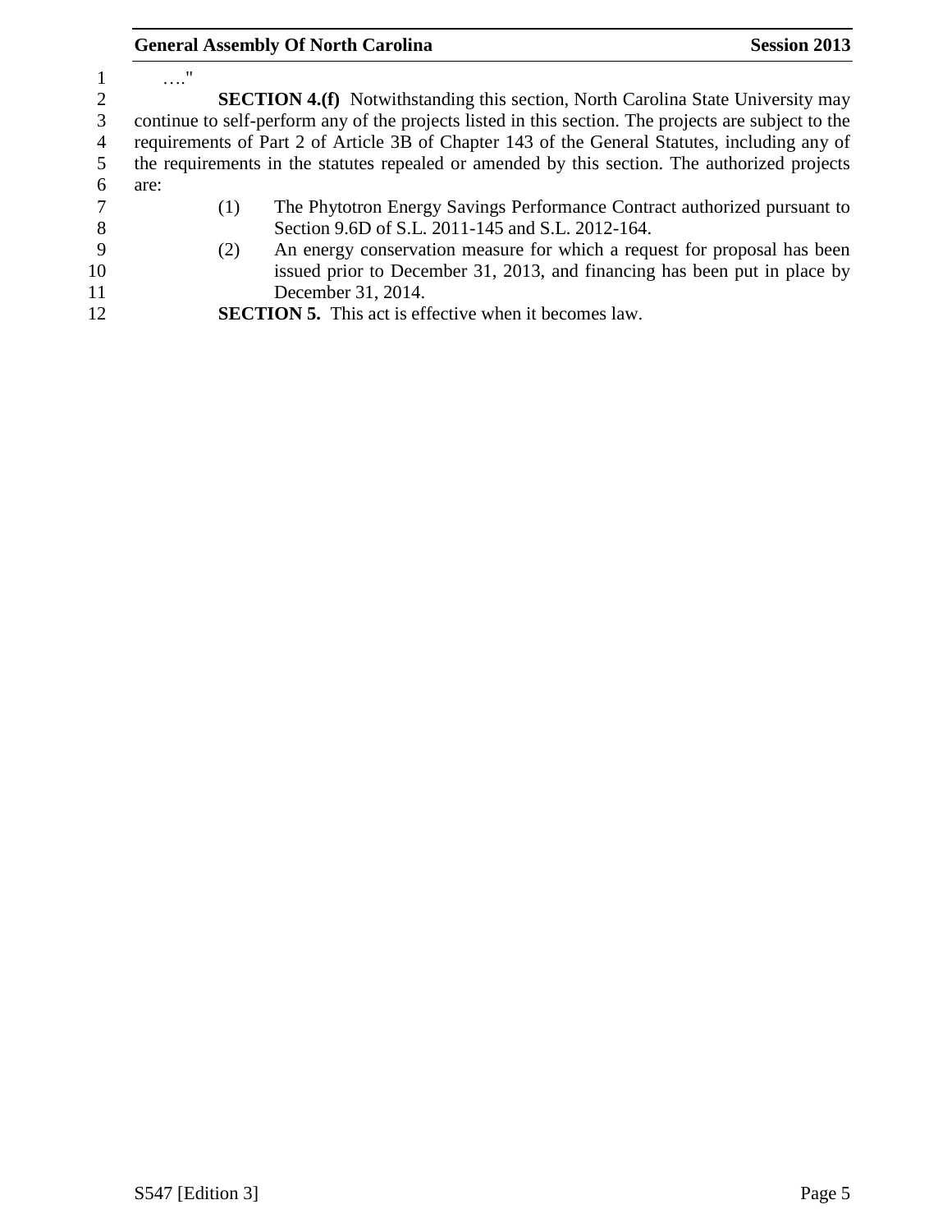…."

**SECTION 4.(f)** Notwithstanding this section, North Carolina State University may continue to self-perform any of the projects listed in this section. The projects are subject to the requirements of Part 2 of Article 3B of Chapter 143 of the General Statutes, including any of the requirements in the statutes repealed or amended by this section. The authorized projects are:

(1) The Phytotron Energy Savings Performance Contract authorized pursuant to Section 9.6D of S.L. 2011-145 and S.L. 2012-164.

(2) An energy conservation measure for which a request for proposal has been issued prior to December 31, 2013, and financing has been put in place by December 31, 2014.

**SECTION 5.** This act is effective when it becomes law.